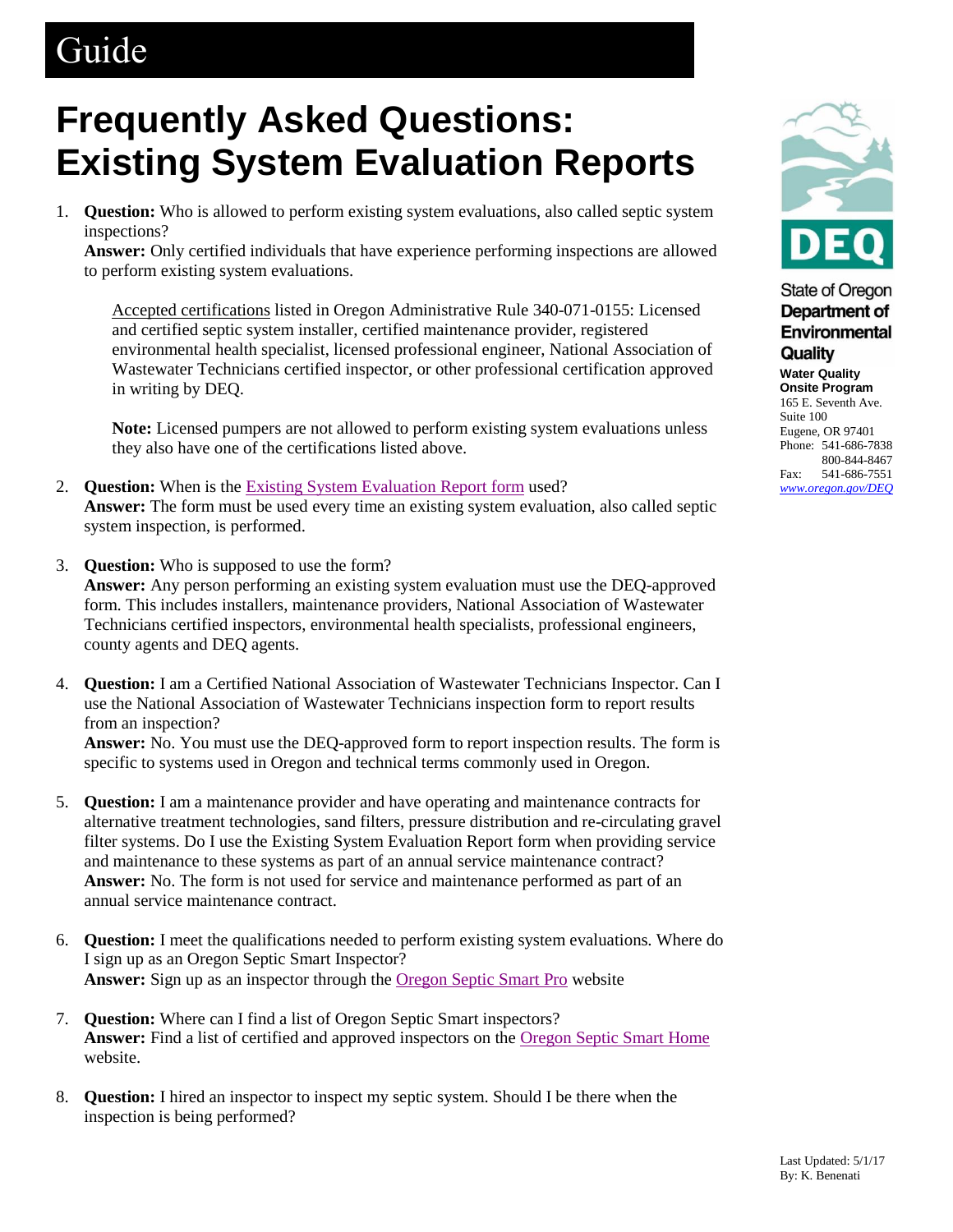Guide

# Frequently Asked Questions: Existing System Evaluation Reports

State of Oregon Department of Environmental Quality

**Water Quality Onsite Program**
165 E. Seventh Ave.
Suite 100
Eugene, OR 97401
Phone: 541-686-7838
800-844-8467
Fax: 541-686-7551
*www.oregon.gov/DEQ*

1. **Question:** Who is allowed to perform existing system evaluations, also called septic system inspections?
   **Answer:** Only certified individuals that have experience performing inspections are allowed to perform existing system evaluations.

   Accepted certifications listed in Oregon Administrative Rule 340-071-0155: Licensed and certified septic system installer, certified maintenance provider, registered environmental health specialist, licensed professional engineer, National Association of Wastewater Technicians certified inspector, or other professional certification approved in writing by DEQ.

   **Note:** Licensed pumpers are not allowed to perform existing system evaluations unless they also have one of the certifications listed above.

2. **Question:** When is the Existing System Evaluation Report form used?
   **Answer:** The form must be used every time an existing system evaluation, also called septic system inspection, is performed.

3. **Question:** Who is supposed to use the form?
   **Answer:** Any person performing an existing system evaluation must use the DEQ-approved form. This includes installers, maintenance providers, National Association of Wastewater Technicians certified inspectors, environmental health specialists, professional engineers, county agents and DEQ agents.

4. **Question:** I am a Certified National Association of Wastewater Technicians Inspector. Can I use the National Association of Wastewater Technicians inspection form to report results from an inspection?
   **Answer:** No. You must use the DEQ-approved form to report inspection results. The form is specific to systems used in Oregon and technical terms commonly used in Oregon.

5. **Question:** I am a maintenance provider and have operating and maintenance contracts for alternative treatment technologies, sand filters, pressure distribution and re-circulating gravel filter systems. Do I use the Existing System Evaluation Report form when providing service and maintenance to these systems as part of an annual service maintenance contract?
   **Answer:** No. The form is not used for service and maintenance performed as part of an annual service maintenance contract.

6. **Question:** I meet the qualifications needed to perform existing system evaluations. Where do I sign up as an Oregon Septic Smart Inspector?
   **Answer:** Sign up as an inspector through the Oregon Septic Smart Pro website

7. **Question:** Where can I find a list of Oregon Septic Smart inspectors?
   **Answer:** Find a list of certified and approved inspectors on the Oregon Septic Smart Home website.

8. **Question:** I hired an inspector to inspect my septic system. Should I be there when the inspection is being performed?

Last Updated: 5/1/17
By: K. Benenati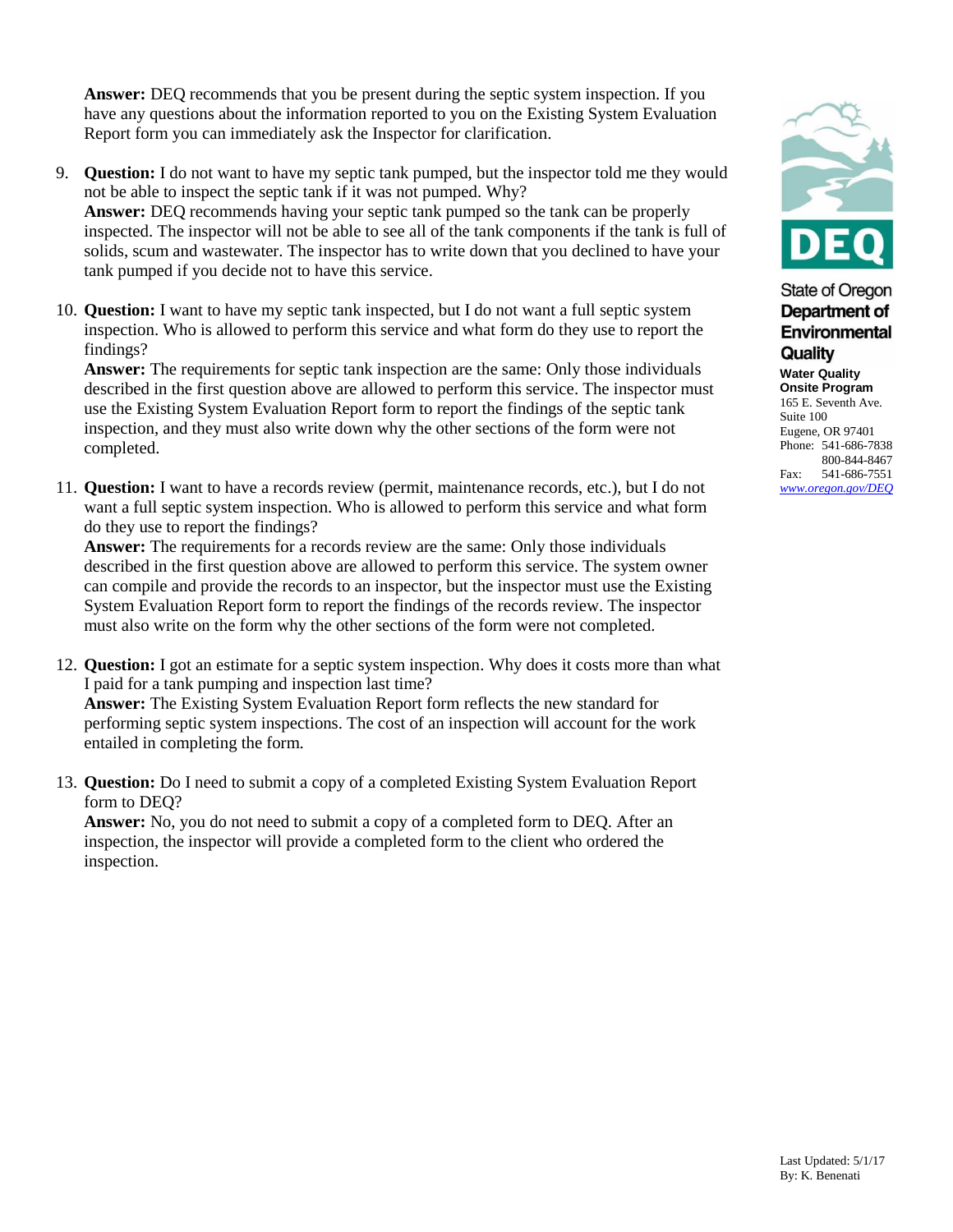**Answer:** DEQ recommends that you be present during the septic system inspection. If you have any questions about the information reported to you on the Existing System Evaluation Report form you can immediately ask the Inspector for clarification.

9. **Question:** I do not want to have my septic tank pumped, but the inspector told me they would not be able to inspect the septic tank if it was not pumped. Why?
   **Answer:** DEQ recommends having your septic tank pumped so the tank can be properly inspected. The inspector will not be able to see all of the tank components if the tank is full of solids, scum and wastewater. The inspector has to write down that you declined to have your tank pumped if you decide not to have this service.

10. **Question:** I want to have my septic tank inspected, but I do not want a full septic system inspection. Who is allowed to perform this service and what form do they use to report the findings?
    **Answer:** The requirements for septic tank inspection are the same: Only those individuals described in the first question above are allowed to perform this service. The inspector must use the Existing System Evaluation Report form to report the findings of the septic tank inspection, and they must also write down why the other sections of the form were not completed.

11. **Question:** I want to have a records review (permit, maintenance records, etc.), but I do not want a full septic system inspection. Who is allowed to perform this service and what form do they use to report the findings?
    **Answer:** The requirements for a records review are the same: Only those individuals described in the first question above are allowed to perform this service. The system owner can compile and provide the records to an inspector, but the inspector must use the Existing System Evaluation Report form to report the findings of the records review. The inspector must also write on the form why the other sections of the form were not completed.

12. **Question:** I got an estimate for a septic system inspection. Why does it costs more than what I paid for a tank pumping and inspection last time?
    **Answer:** The Existing System Evaluation Report form reflects the new standard for performing septic system inspections. The cost of an inspection will account for the work entailed in completing the form.

13. **Question:** Do I need to submit a copy of a completed Existing System Evaluation Report form to DEQ?
    **Answer:** No, you do not need to submit a copy of a completed form to DEQ. After an inspection, the inspector will provide a completed form to the client who ordered the inspection.

DEQ

State of Oregon
**Department of Environmental Quality**

**Water Quality**
**Onsite Program**
165 E. Seventh Ave.
Suite 100
Eugene, OR 97401
Phone: 541-686-7838
800-844-8467
Fax: 541-686-7551
*www.oregon.gov/DEQ*

Last Updated: 5/1/17
By: K. Benenati